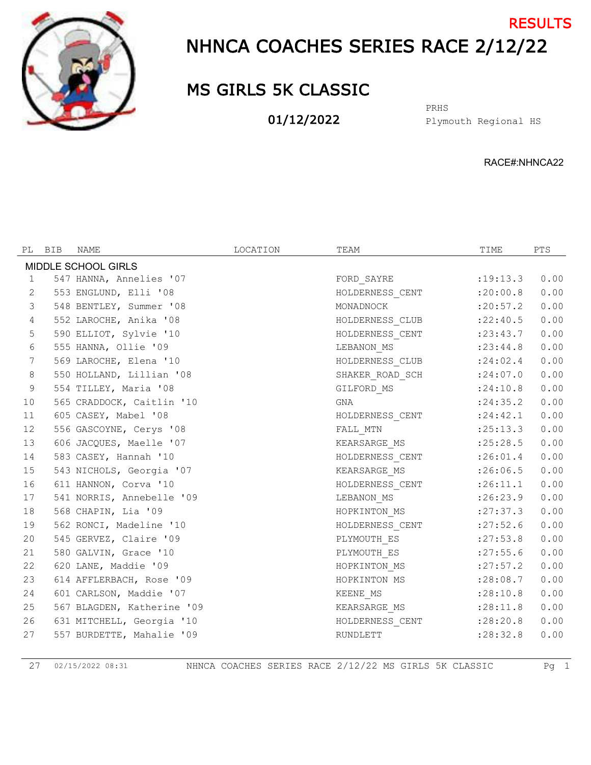RESULTS

# NHNCA COACHES SERIES RACE 2/12/22

## MS GIRLS 5K CLASSIC

01/12/2022

PRHS
Plymouth Regional HS

RACE#:NHNCA22

| PL | BIB | NAME | LOCATION | TEAM | TIME | PTS |
|---|---|---|---|---|---|---|
| MIDDLE SCHOOL GIRLS | | | | | | |
| 1 | 547 | HANNA, Annelies '07 | | FORD_SAYRE | :19:13.3 | 0.00 |
| 2 | 553 | ENGLUND, Elli '08 | | HOLDERNESS_CENT | :20:00.8 | 0.00 |
| 3 | 548 | BENTLEY, Summer '08 | | MONADNOCK | :20:57.2 | 0.00 |
| 4 | 552 | LAROCHE, Anika '08 | | HOLDERNESS_CLUB | :22:40.5 | 0.00 |
| 5 | 590 | ELLIOT, Sylvie '10 | | HOLDERNESS_CENT | :23:43.7 | 0.00 |
| 6 | 555 | HANNA, Ollie '09 | | LEBANON_MS | :23:44.8 | 0.00 |
| 7 | 569 | LAROCHE, Elena '10 | | HOLDERNESS_CLUB | :24:02.4 | 0.00 |
| 8 | 550 | HOLLAND, Lillian '08 | | SHAKER_ROAD_SCH | :24:07.0 | 0.00 |
| 9 | 554 | TILLEY, Maria '08 | | GILFORD_MS | :24:10.8 | 0.00 |
| 10 | 565 | CRADDOCK, Caitlin '10 | | GNA | :24:35.2 | 0.00 |
| 11 | 605 | CASEY, Mabel '08 | | HOLDERNESS_CENT | :24:42.1 | 0.00 |
| 12 | 556 | GASCOYNE, Cerys '08 | | FALL_MTN | :25:13.3 | 0.00 |
| 13 | 606 | JACQUES, Maelle '07 | | KEARSARGE_MS | :25:28.5 | 0.00 |
| 14 | 583 | CASEY, Hannah '10 | | HOLDERNESS_CENT | :26:01.4 | 0.00 |
| 15 | 543 | NICHOLS, Georgia '07 | | KEARSARGE_MS | :26:06.5 | 0.00 |
| 16 | 611 | HANNON, Corva '10 | | HOLDERNESS_CENT | :26:11.1 | 0.00 |
| 17 | 541 | NORRIS, Annebelle '09 | | LEBANON_MS | :26:23.9 | 0.00 |
| 18 | 568 | CHAPIN, Lia '09 | | HOPKINTON_MS | :27:37.3 | 0.00 |
| 19 | 562 | RONCI, Madeline '10 | | HOLDERNESS_CENT | :27:52.6 | 0.00 |
| 20 | 545 | GERVEZ, Claire '09 | | PLYMOUTH_ES | :27:53.8 | 0.00 |
| 21 | 580 | GALVIN, Grace '10 | | PLYMOUTH_ES | :27:55.6 | 0.00 |
| 22 | 620 | LANE, Maddie '09 | | HOPKINTON_MS | :27:57.2 | 0.00 |
| 23 | 614 | AFFLERBACH, Rose '09 | | HOPKINTON_MS | :28:08.7 | 0.00 |
| 24 | 601 | CARLSON, Maddie '07 | | KEENE_MS | :28:10.8 | 0.00 |
| 25 | 567 | BLAGDEN, Katherine '09 | | KEARSARGE_MS | :28:11.8 | 0.00 |
| 26 | 631 | MITCHELL, Georgia '10 | | HOLDERNESS_CENT | :28:20.8 | 0.00 |
| 27 | 557 | BURDETTE, Mahalie '09 | | RUNDLETT | :28:32.8 | 0.00 |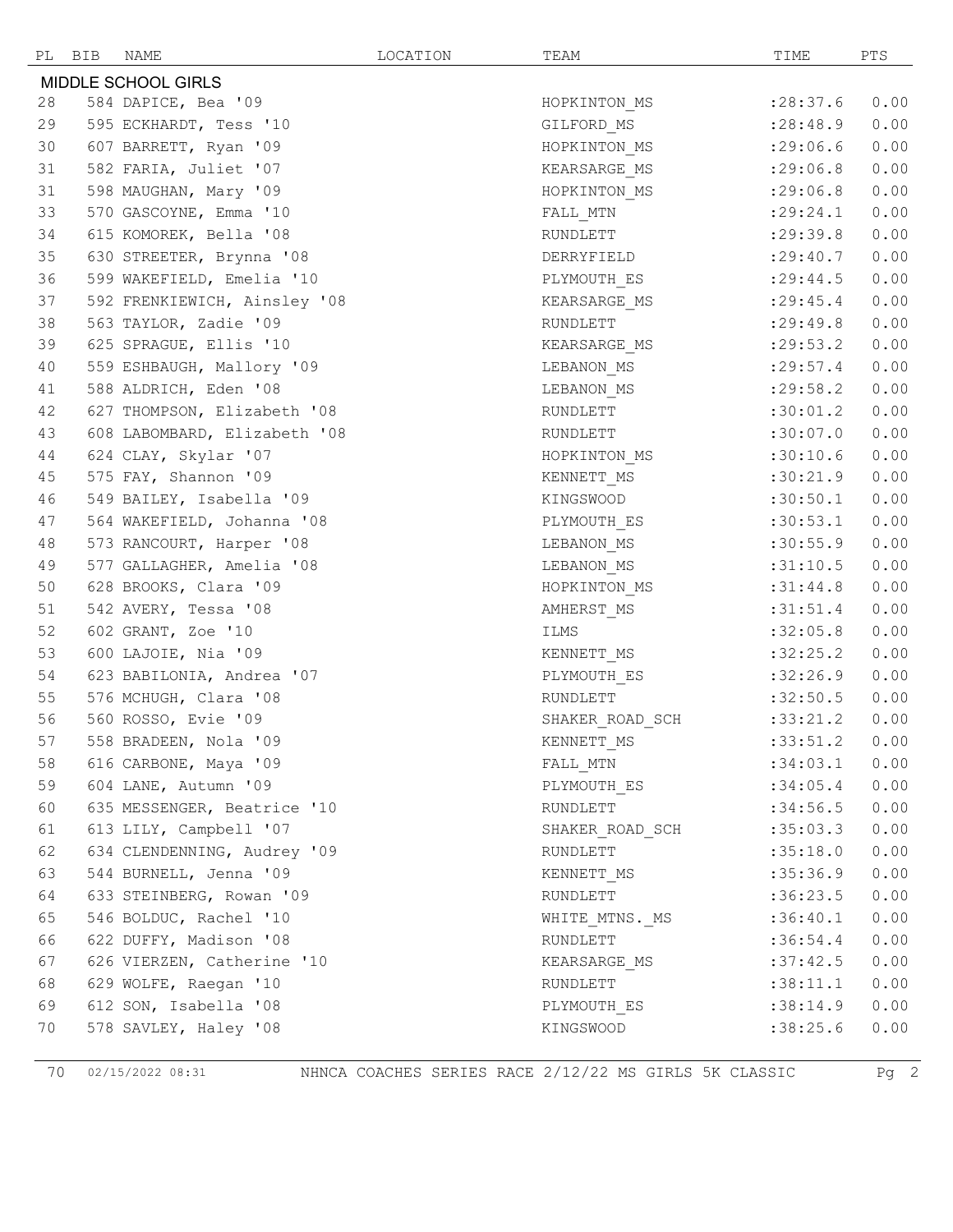| PL | BIB | NAME | LOCATION | TEAM | TIME | PTS |
|---|---|---|---|---|---|---|
| MIDDLE SCHOOL GIRLS | | | | | | |
| 28 | 584 | DAPICE, Bea '09 | | HOPKINTON_MS | :28:37.6 | 0.00 |
| 29 | 595 | ECKHARDT, Tess '10 | | GILFORD_MS | :28:48.9 | 0.00 |
| 30 | 607 | BARRETT, Ryan '09 | | HOPKINTON_MS | :29:06.6 | 0.00 |
| 31 | 582 | FARIA, Juliet '07 | | KEARSARGE_MS | :29:06.8 | 0.00 |
| 31 | 598 | MAUGHAN, Mary '09 | | HOPKINTON_MS | :29:06.8 | 0.00 |
| 33 | 570 | GASCOYNE, Emma '10 | | FALL_MTN | :29:24.1 | 0.00 |
| 34 | 615 | KOMOREK, Bella '08 | | RUNDLETT | :29:39.8 | 0.00 |
| 35 | 630 | STREETER, Brynna '08 | | DERRYFIELD | :29:40.7 | 0.00 |
| 36 | 599 | WAKEFIELD, Emelia '10 | | PLYMOUTH_ES | :29:44.5 | 0.00 |
| 37 | 592 | FRENKIEWICH, Ainsley '08 | | KEARSARGE_MS | :29:45.4 | 0.00 |
| 38 | 563 | TAYLOR, Zadie '09 | | RUNDLETT | :29:49.8 | 0.00 |
| 39 | 625 | SPRAGUE, Ellis '10 | | KEARSARGE_MS | :29:53.2 | 0.00 |
| 40 | 559 | ESHBAUGH, Mallory '09 | | LEBANON_MS | :29:57.4 | 0.00 |
| 41 | 588 | ALDRICH, Eden '08 | | LEBANON_MS | :29:58.2 | 0.00 |
| 42 | 627 | THOMPSON, Elizabeth '08 | | RUNDLETT | :30:01.2 | 0.00 |
| 43 | 608 | LABOMBARD, Elizabeth '08 | | RUNDLETT | :30:07.0 | 0.00 |
| 44 | 624 | CLAY, Skylar '07 | | HOPKINTON_MS | :30:10.6 | 0.00 |
| 45 | 575 | FAY, Shannon '09 | | KENNETT_MS | :30:21.9 | 0.00 |
| 46 | 549 | BAILEY, Isabella '09 | | KINGSWOOD | :30:50.1 | 0.00 |
| 47 | 564 | WAKEFIELD, Johanna '08 | | PLYMOUTH_ES | :30:53.1 | 0.00 |
| 48 | 573 | RANCOURT, Harper '08 | | LEBANON_MS | :30:55.9 | 0.00 |
| 49 | 577 | GALLAGHER, Amelia '08 | | LEBANON_MS | :31:10.5 | 0.00 |
| 50 | 628 | BROOKS, Clara '09 | | HOPKINTON_MS | :31:44.8 | 0.00 |
| 51 | 542 | AVERY, Tessa '08 | | AMHERST_MS | :31:51.4 | 0.00 |
| 52 | 602 | GRANT, Zoe '10 | | ILMS | :32:05.8 | 0.00 |
| 53 | 600 | LAJOIE, Nia '09 | | KENNETT_MS | :32:25.2 | 0.00 |
| 54 | 623 | BABILONIA, Andrea '07 | | PLYMOUTH_ES | :32:26.9 | 0.00 |
| 55 | 576 | MCHUGH, Clara '08 | | RUNDLETT | :32:50.5 | 0.00 |
| 56 | 560 | ROSSO, Evie '09 | | SHAKER_ROAD_SCH | :33:21.2 | 0.00 |
| 57 | 558 | BRADEEN, Nola '09 | | KENNETT_MS | :33:51.2 | 0.00 |
| 58 | 616 | CARBONE, Maya '09 | | FALL_MTN | :34:03.1 | 0.00 |
| 59 | 604 | LANE, Autumn '09 | | PLYMOUTH_ES | :34:05.4 | 0.00 |
| 60 | 635 | MESSENGER, Beatrice '10 | | RUNDLETT | :34:56.5 | 0.00 |
| 61 | 613 | LILY, Campbell '07 | | SHAKER_ROAD_SCH | :35:03.3 | 0.00 |
| 62 | 634 | CLENDENNING, Audrey '09 | | RUNDLETT | :35:18.0 | 0.00 |
| 63 | 544 | BURNELL, Jenna '09 | | KENNETT_MS | :35:36.9 | 0.00 |
| 64 | 633 | STEINBERG, Rowan '09 | | RUNDLETT | :36:23.5 | 0.00 |
| 65 | 546 | BOLDUC, Rachel '10 | | WHITE_MTNS._MS | :36:40.1 | 0.00 |
| 66 | 622 | DUFFY, Madison '08 | | RUNDLETT | :36:54.4 | 0.00 |
| 67 | 626 | VIERZEN, Catherine '10 | | KEARSARGE_MS | :37:42.5 | 0.00 |
| 68 | 629 | WOLFE, Raegan '10 | | RUNDLETT | :38:11.1 | 0.00 |
| 69 | 612 | SON, Isabella '08 | | PLYMOUTH_ES | :38:14.9 | 0.00 |
| 70 | 578 | SAVLEY, Haley '08 | | KINGSWOOD | :38:25.6 | 0.00 |

70 02/15/2022 08:31 NHNCA COACHES SERIES RACE 2/12/22 MS GIRLS 5K CLASSIC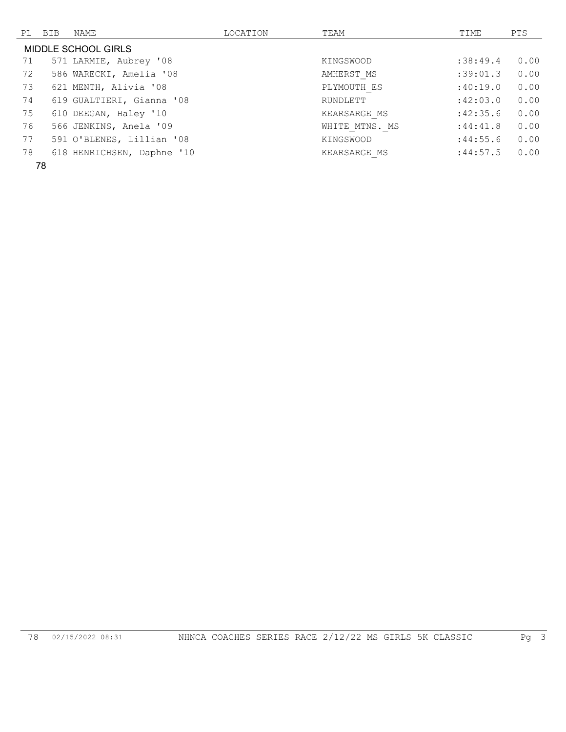| PL | BIB | NAME | LOCATION | TEAM | TIME | PTS |
|---|---|---|---|---|---|---|
| MIDDLE SCHOOL GIRLS | | | | | | |
| 71 | 571 | LARMIE, Aubrey '08 | | KINGSWOOD | :38:49.4 | 0.00 |
| 72 | 586 | WARECKI, Amelia '08 | | AMHERST_MS | :39:01.3 | 0.00 |
| 73 | 621 | MENTH, Alivia '08 | | PLYMOUTH_ES | :40:19.0 | 0.00 |
| 74 | 619 | GUALTIERI, Gianna '08 | | RUNDLETT | :42:03.0 | 0.00 |
| 75 | 610 | DEEGAN, Haley '10 | | KEARSARGE_MS | :42:35.6 | 0.00 |
| 76 | 566 | JENKINS, Anela '09 | | WHITE_MTNS._MS | :44:41.8 | 0.00 |
| 77 | 591 | O'BLENES, Lillian '08 | | KINGSWOOD | :44:55.6 | 0.00 |
| 78 | 618 | HENRICHSEN, Daphne '10 | | KEARSARGE_MS | :44:57.5 | 0.00 |

78

78 02/15/2022 08:31 NHNCA COACHES SERIES RACE 2/12/22 MS GIRLS 5K CLASSIC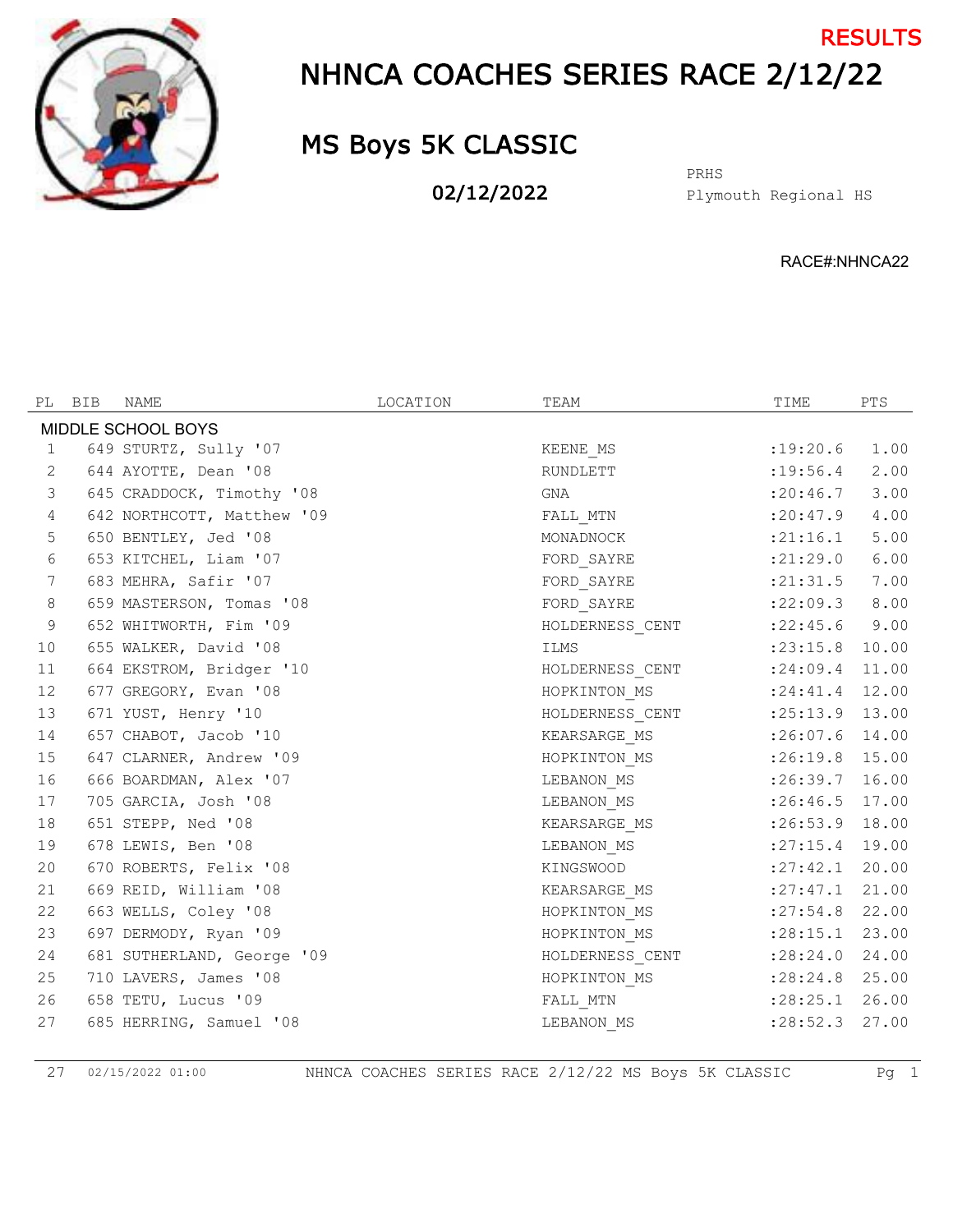RESULTS

# NHNCA COACHES SERIES RACE 2/12/22

## MS Boys 5K CLASSIC

**02/12/2022**

PRHS
Plymouth Regional HS

RACE#:NHNCA22

| PL | BIB | NAME | LOCATION | TEAM | TIME | PTS |
|---|---|---|---|---|---|---|
| MIDDLE SCHOOL BOYS | | | | | | |
| 1 | 649 | STURTZ, Sully '07 | | KEENE_MS | :19:20.6 | 1.00 |
| 2 | 644 | AYOTTE, Dean '08 | | RUNDLETT | :19:56.4 | 2.00 |
| 3 | 645 | CRADDOCK, Timothy '08 | | GNA | :20:46.7 | 3.00 |
| 4 | 642 | NORTHCOTT, Matthew '09 | | FALL_MTN | :20:47.9 | 4.00 |
| 5 | 650 | BENTLEY, Jed '08 | | MONADNOCK | :21:16.1 | 5.00 |
| 6 | 653 | KITCHEL, Liam '07 | | FORD_SAYRE | :21:29.0 | 6.00 |
| 7 | 683 | MEHRA, Safir '07 | | FORD_SAYRE | :21:31.5 | 7.00 |
| 8 | 659 | MASTERSON, Tomas '08 | | FORD_SAYRE | :22:09.3 | 8.00 |
| 9 | 652 | WHITWORTH, Fim '09 | | HOLDERNESS_CENT | :22:45.6 | 9.00 |
| 10 | 655 | WALKER, David '08 | | ILMS | :23:15.8 | 10.00 |
| 11 | 664 | EKSTROM, Bridger '10 | | HOLDERNESS_CENT | :24:09.4 | 11.00 |
| 12 | 677 | GREGORY, Evan '08 | | HOPKINTON_MS | :24:41.4 | 12.00 |
| 13 | 671 | YUST, Henry '10 | | HOLDERNESS_CENT | :25:13.9 | 13.00 |
| 14 | 657 | CHABOT, Jacob '10 | | KEARSARGE_MS | :26:07.6 | 14.00 |
| 15 | 647 | CLARNER, Andrew '09 | | HOPKINTON_MS | :26:19.8 | 15.00 |
| 16 | 666 | BOARDMAN, Alex '07 | | LEBANON_MS | :26:39.7 | 16.00 |
| 17 | 705 | GARCIA, Josh '08 | | LEBANON_MS | :26:46.5 | 17.00 |
| 18 | 651 | STEPP, Ned '08 | | KEARSARGE_MS | :26:53.9 | 18.00 |
| 19 | 678 | LEWIS, Ben '08 | | LEBANON_MS | :27:15.4 | 19.00 |
| 20 | 670 | ROBERTS, Felix '08 | | KINGSWOOD | :27:42.1 | 20.00 |
| 21 | 669 | REID, William '08 | | KEARSARGE_MS | :27:47.1 | 21.00 |
| 22 | 663 | WELLS, Coley '08 | | HOPKINTON_MS | :27:54.8 | 22.00 |
| 23 | 697 | DERMODY, Ryan '09 | | HOPKINTON_MS | :28:15.1 | 23.00 |
| 24 | 681 | SUTHERLAND, George '09 | | HOLDERNESS_CENT | :28:24.0 | 24.00 |
| 25 | 710 | LAVERS, James '08 | | HOPKINTON_MS | :28:24.8 | 25.00 |
| 26 | 658 | TETU, Lucus '09 | | FALL_MTN | :28:25.1 | 26.00 |
| 27 | 685 | HERRING, Samuel '08 | | LEBANON_MS | :28:52.3 | 27.00 |

27 02/15/2022 01:00 NHNCA COACHES SERIES RACE 2/12/22 MS Boys 5K CLASSIC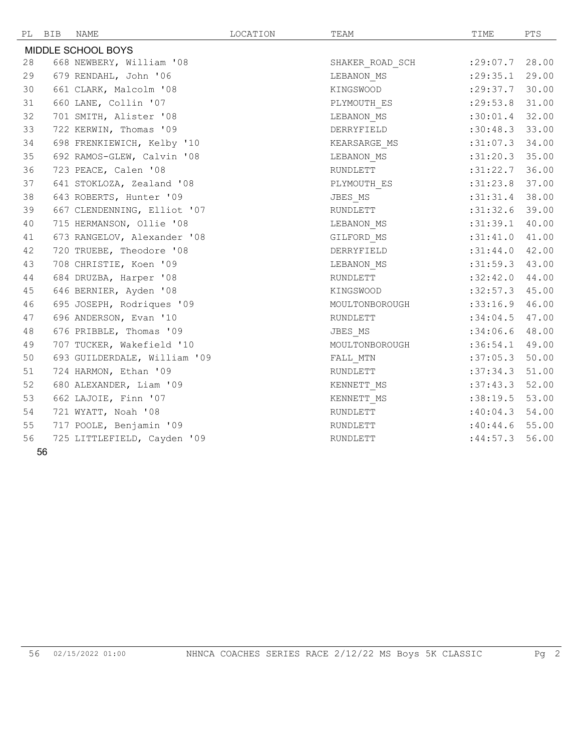| PL | BIB | NAME | LOCATION | TEAM | TIME | PTS |
|---|---|---|---|---|---|---|
| MIDDLE SCHOOL BOYS | | | | | | |
| 28 | 668 | NEWBERY, William '08 | | SHAKER_ROAD_SCH | :29:07.7 | 28.00 |
| 29 | 679 | RENDAHL, John '06 | | LEBANON_MS | :29:35.1 | 29.00 |
| 30 | 661 | CLARK, Malcolm '08 | | KINGSWOOD | :29:37.7 | 30.00 |
| 31 | 660 | LANE, Collin '07 | | PLYMOUTH_ES | :29:53.8 | 31.00 |
| 32 | 701 | SMITH, Alister '08 | | LEBANON_MS | :30:01.4 | 32.00 |
| 33 | 722 | KERWIN, Thomas '09 | | DERRYFIELD | :30:48.3 | 33.00 |
| 34 | 698 | FRENKIEWICH, Kelby '10 | | KEARSARGE_MS | :31:07.3 | 34.00 |
| 35 | 692 | RAMOS-GLEW, Calvin '08 | | LEBANON_MS | :31:20.3 | 35.00 |
| 36 | 723 | PEACE, Calen '08 | | RUNDLETT | :31:22.7 | 36.00 |
| 37 | 641 | STOKLOZA, Zealand '08 | | PLYMOUTH_ES | :31:23.8 | 37.00 |
| 38 | 643 | ROBERTS, Hunter '09 | | JBES_MS | :31:31.4 | 38.00 |
| 39 | 667 | CLENDENNING, Elliot '07 | | RUNDLETT | :31:32.6 | 39.00 |
| 40 | 715 | HERMANSON, Ollie '08 | | LEBANON_MS | :31:39.1 | 40.00 |
| 41 | 673 | RANGELOV, Alexander '08 | | GILFORD_MS | :31:41.0 | 41.00 |
| 42 | 720 | TRUEBE, Theodore '08 | | DERRYFIELD | :31:44.0 | 42.00 |
| 43 | 708 | CHRISTIE, Koen '09 | | LEBANON_MS | :31:59.3 | 43.00 |
| 44 | 684 | DRUZBA, Harper '08 | | RUNDLETT | :32:42.0 | 44.00 |
| 45 | 646 | BERNIER, Ayden '08 | | KINGSWOOD | :32:57.3 | 45.00 |
| 46 | 695 | JOSEPH, Rodriques '09 | | MOULTONBOROUGH | :33:16.9 | 46.00 |
| 47 | 696 | ANDERSON, Evan '10 | | RUNDLETT | :34:04.5 | 47.00 |
| 48 | 676 | PRIBBLE, Thomas '09 | | JBES_MS | :34:06.6 | 48.00 |
| 49 | 707 | TUCKER, Wakefield '10 | | MOULTONBOROUGH | :36:54.1 | 49.00 |
| 50 | 693 | GUILDERDALE, William '09 | | FALL_MTN | :37:05.3 | 50.00 |
| 51 | 724 | HARMON, Ethan '09 | | RUNDLETT | :37:34.3 | 51.00 |
| 52 | 680 | ALEXANDER, Liam '09 | | KENNETT_MS | :37:43.3 | 52.00 |
| 53 | 662 | LAJOIE, Finn '07 | | KENNETT_MS | :38:19.5 | 53.00 |
| 54 | 721 | WYATT, Noah '08 | | RUNDLETT | :40:04.3 | 54.00 |
| 55 | 717 | POOLE, Benjamin '09 | | RUNDLETT | :40:44.6 | 55.00 |
| 56 | 725 | LITTLEFIELD, Cayden '09 | | RUNDLETT | :44:57.3 | 56.00 |

56

56 02/15/2022 01:00 NHNCA COACHES SERIES RACE 2/12/22 MS Boys 5K CLASSIC